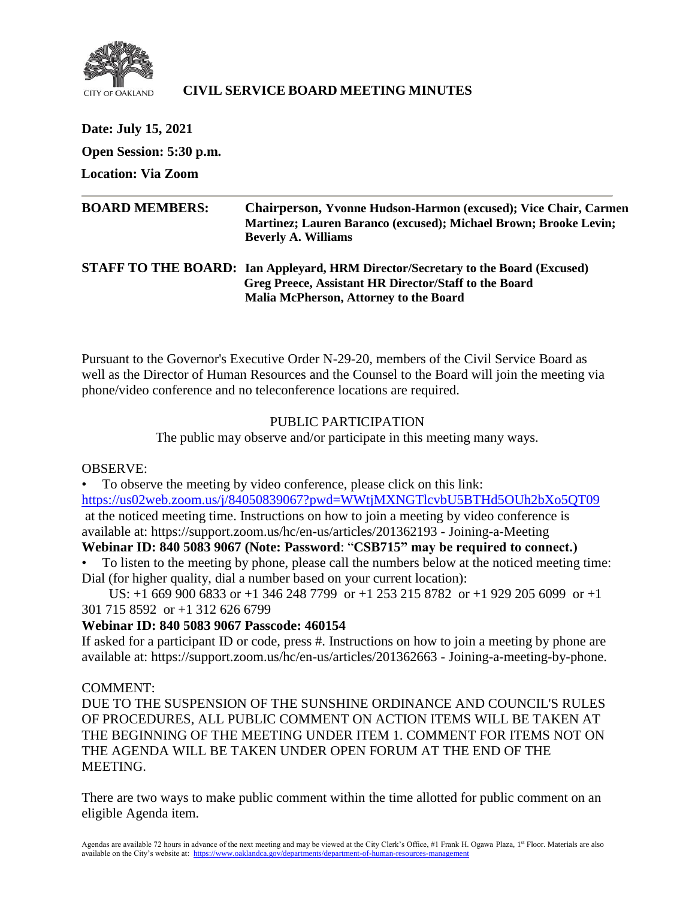CITY OF OAKLAND

# CIVIL SERVICE BOARD MEETING MINUTES

**Date: July 15, 2021**

**Open Session: 5:30 p.m.**

**Location: Via Zoom**

---

**BOARD MEMBERS:** **Chairperson, Yvonne Hudson-Harmon (excused); Vice Chair, Carmen Martinez; Lauren Baranco (excused); Michael Brown; Brooke Levin; Beverly A. Williams**

**STAFF TO THE BOARD:** **Ian Appleyard, HRM Director/Secretary to the Board (Excused)**
**Greg Preece, Assistant HR Director/Staff to the Board**
**Malia McPherson, Attorney to the Board**

Pursuant to the Governor's Executive Order N-29-20, members of the Civil Service Board as well as the Director of Human Resources and the Counsel to the Board will join the meeting via phone/video conference and no teleconference locations are required.

PUBLIC PARTICIPATION

The public may observe and/or participate in this meeting many ways.

OBSERVE:

- To observe the meeting by video conference, please click on this link: https://us02web.zoom.us/j/84050839067?pwd=WWtjMXNGTlcvbU5BTHd5OUh2bXo5QT09 at the noticed meeting time. Instructions on how to join a meeting by video conference is available at: https://support.zoom.us/hc/en-us/articles/201362193 - Joining-a-Meeting

**Webinar ID: 840 5083 9067 (Note: Password**: "**CSB715" may be required to connect.)**

- To listen to the meeting by phone, please call the numbers below at the noticed meeting time: Dial (for higher quality, dial a number based on your current location):

US: +1 669 900 6833 or +1 346 248 7799 or +1 253 215 8782 or +1 929 205 6099 or +1 301 715 8592 or +1 312 626 6799

**Webinar ID: 840 5083 9067 Passcode: 460154**

If asked for a participant ID or code, press #. Instructions on how to join a meeting by phone are available at: https://support.zoom.us/hc/en-us/articles/201362663 - Joining-a-meeting-by-phone.

COMMENT:

DUE TO THE SUSPENSION OF THE SUNSHINE ORDINANCE AND COUNCIL'S RULES OF PROCEDURES, ALL PUBLIC COMMENT ON ACTION ITEMS WILL BE TAKEN AT THE BEGINNING OF THE MEETING UNDER ITEM 1. COMMENT FOR ITEMS NOT ON THE AGENDA WILL BE TAKEN UNDER OPEN FORUM AT THE END OF THE MEETING.

There are two ways to make public comment within the time allotted for public comment on an eligible Agenda item.

Agendas are available 72 hours in advance of the next meeting and may be viewed at the City Clerk's Office, #1 Frank H. Ogawa Plaza, 1st Floor. Materials are also available on the City's website at: https://www.oaklandca.gov/departments/department-of-human-resources-management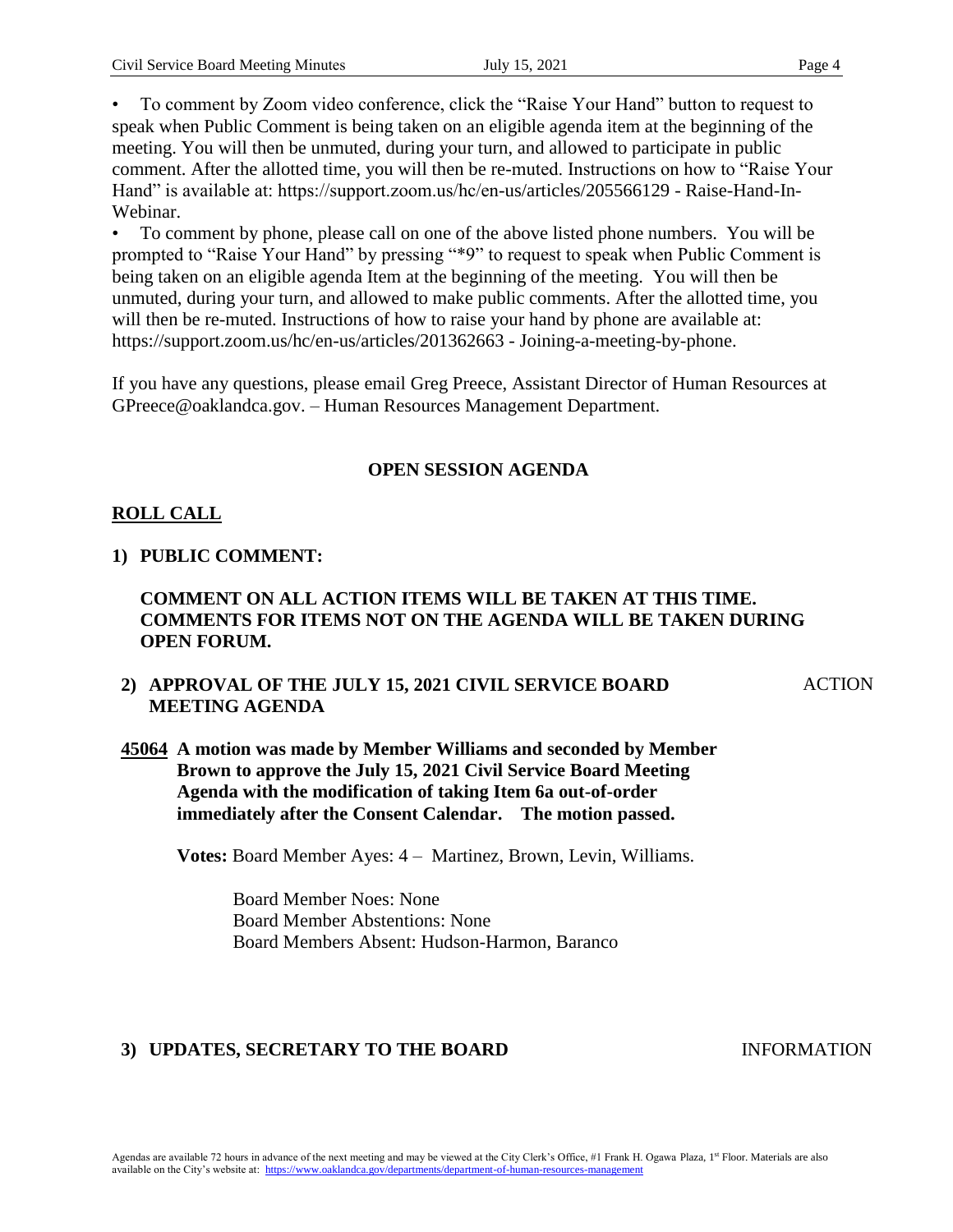- To comment by Zoom video conference, click the "Raise Your Hand" button to request to speak when Public Comment is being taken on an eligible agenda item at the beginning of the meeting. You will then be unmuted, during your turn, and allowed to participate in public comment. After the allotted time, you will then be re-muted. Instructions on how to "Raise Your Hand" is available at: https://support.zoom.us/hc/en-us/articles/205566129 - Raise-Hand-In-Webinar.
- To comment by phone, please call on one of the above listed phone numbers. You will be prompted to "Raise Your Hand" by pressing "*9" to request to speak when Public Comment is being taken on an eligible agenda Item at the beginning of the meeting. You will then be unmuted, during your turn, and allowed to make public comments. After the allotted time, you will then be re-muted. Instructions of how to raise your hand by phone are available at: https://support.zoom.us/hc/en-us/articles/201362663 - Joining-a-meeting-by-phone.

If you have any questions, please email Greg Preece, Assistant Director of Human Resources at GPreece@oaklandca.gov. – Human Resources Management Department.

## OPEN SESSION AGENDA

**ROLL CALL**

**1) PUBLIC COMMENT:**

**COMMENT ON ALL ACTION ITEMS WILL BE TAKEN AT THIS TIME. COMMENTS FOR ITEMS NOT ON THE AGENDA WILL BE TAKEN DURING OPEN FORUM.**

**2) APPROVAL OF THE JULY 15, 2021 CIVIL SERVICE BOARD MEETING AGENDA** — ACTION

**45064 A motion was made by Member Williams and seconded by Member Brown to approve the July 15, 2021 Civil Service Board Meeting Agenda with the modification of taking Item 6a out-of-order immediately after the Consent Calendar. The motion passed.**

**Votes:** Board Member Ayes: 4 – Martinez, Brown, Levin, Williams.

Board Member Noes: None
Board Member Abstentions: None
Board Members Absent: Hudson-Harmon, Baranco

**3) UPDATES, SECRETARY TO THE BOARD** — INFORMATION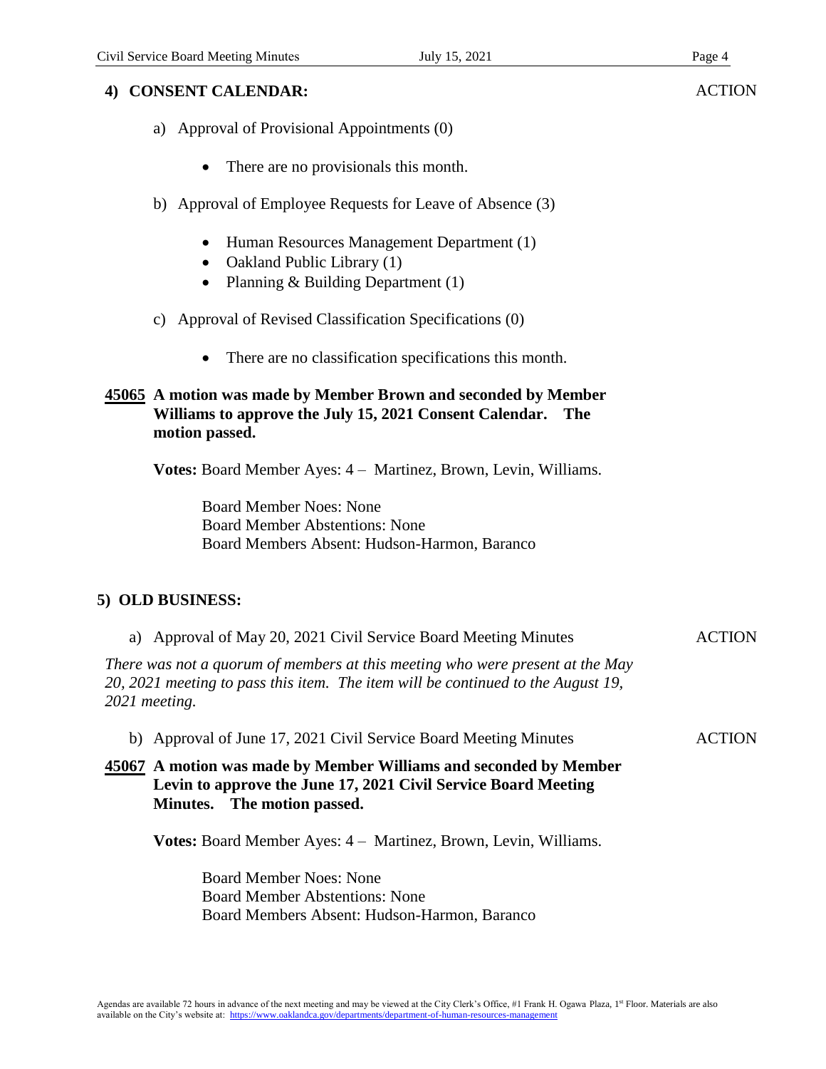## 4) CONSENT CALENDAR: ACTION

a) Approval of Provisional Appointments (0)

- There are no provisionals this month.

b) Approval of Employee Requests for Leave of Absence (3)

- Human Resources Management Department (1)
- Oakland Public Library (1)
- Planning & Building Department (1)

c) Approval of Revised Classification Specifications (0)

- There are no classification specifications this month.

**45065 A motion was made by Member Brown and seconded by Member Williams to approve the July 15, 2021 Consent Calendar. The motion passed.**

**Votes:** Board Member Ayes: 4 – Martinez, Brown, Levin, Williams.

Board Member Noes: None
Board Member Abstentions: None
Board Members Absent: Hudson-Harmon, Baranco

## 5) OLD BUSINESS:

a) Approval of May 20, 2021 Civil Service Board Meeting Minutes — ACTION

*There was not a quorum of members at this meeting who were present at the May 20, 2021 meeting to pass this item. The item will be continued to the August 19, 2021 meeting.*

b) Approval of June 17, 2021 Civil Service Board Meeting Minutes — ACTION

**45067 A motion was made by Member Williams and seconded by Member Levin to approve the June 17, 2021 Civil Service Board Meeting Minutes. The motion passed.**

**Votes:** Board Member Ayes: 4 – Martinez, Brown, Levin, Williams.

Board Member Noes: None
Board Member Abstentions: None
Board Members Absent: Hudson-Harmon, Baranco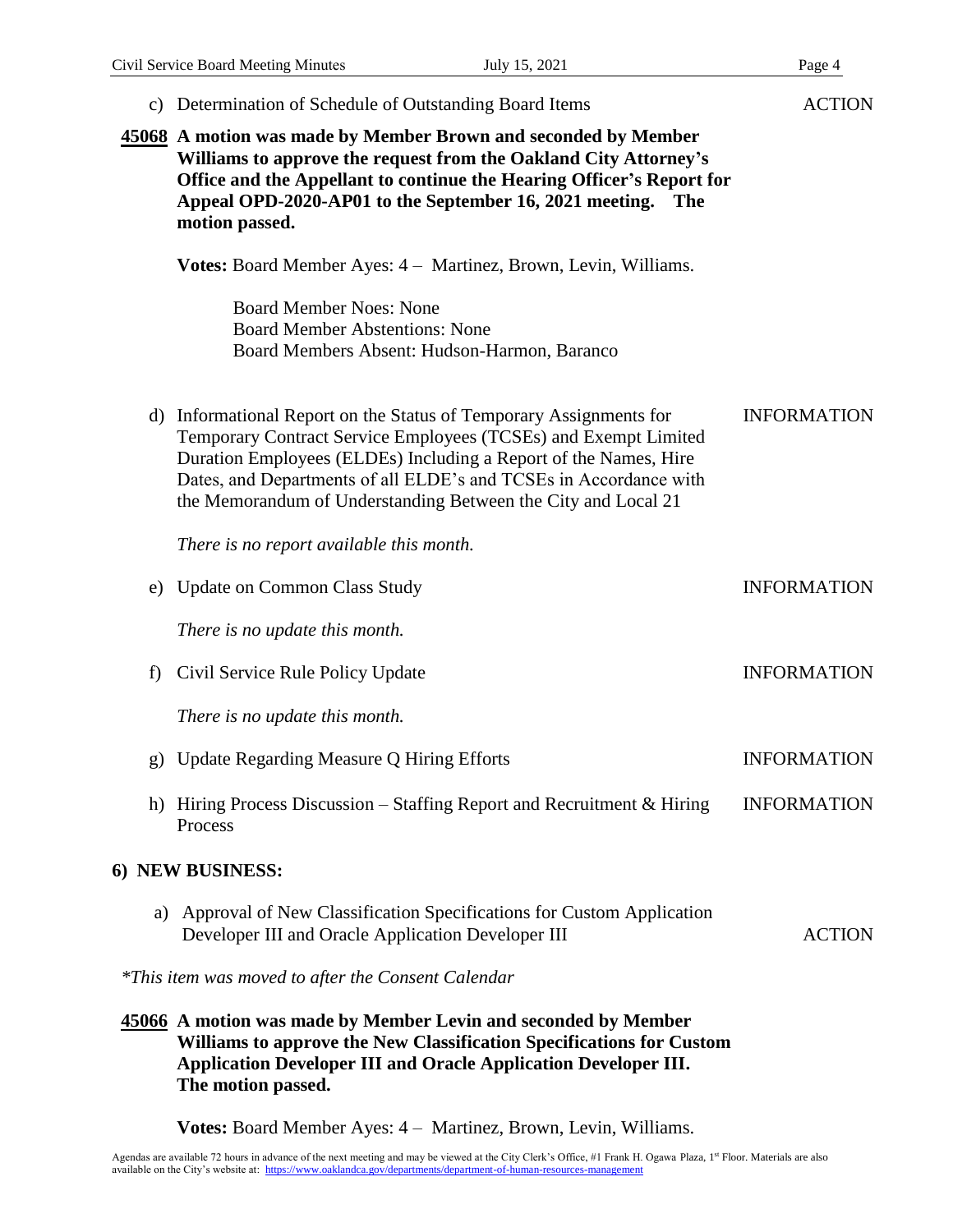c) Determination of Schedule of Outstanding Board Items — ACTION

**45068** **A motion was made by Member Brown and seconded by Member Williams to approve the request from the Oakland City Attorney's Office and the Appellant to continue the Hearing Officer's Report for Appeal OPD-2020-AP01 to the September 16, 2021 meeting. The motion passed.**

**Votes:** Board Member Ayes: 4 – Martinez, Brown, Levin, Williams.

Board Member Noes: None
Board Member Abstentions: None
Board Members Absent: Hudson-Harmon, Baranco

d) Informational Report on the Status of Temporary Assignments for Temporary Contract Service Employees (TCSEs) and Exempt Limited Duration Employees (ELDEs) Including a Report of the Names, Hire Dates, and Departments of all ELDE's and TCSEs in Accordance with the Memorandum of Understanding Between the City and Local 21 — INFORMATION

*There is no report available this month.*

e) Update on Common Class Study — INFORMATION

*There is no update this month.*

f) Civil Service Rule Policy Update — INFORMATION

*There is no update this month.*

g) Update Regarding Measure Q Hiring Efforts — INFORMATION

h) Hiring Process Discussion – Staffing Report and Recruitment & Hiring Process — INFORMATION

## 6) NEW BUSINESS:

a) Approval of New Classification Specifications for Custom Application Developer III and Oracle Application Developer III — ACTION

*\*This item was moved to after the Consent Calendar*

**45066** **A motion was made by Member Levin and seconded by Member Williams to approve the New Classification Specifications for Custom Application Developer III and Oracle Application Developer III. The motion passed.**

**Votes:** Board Member Ayes: 4 – Martinez, Brown, Levin, Williams.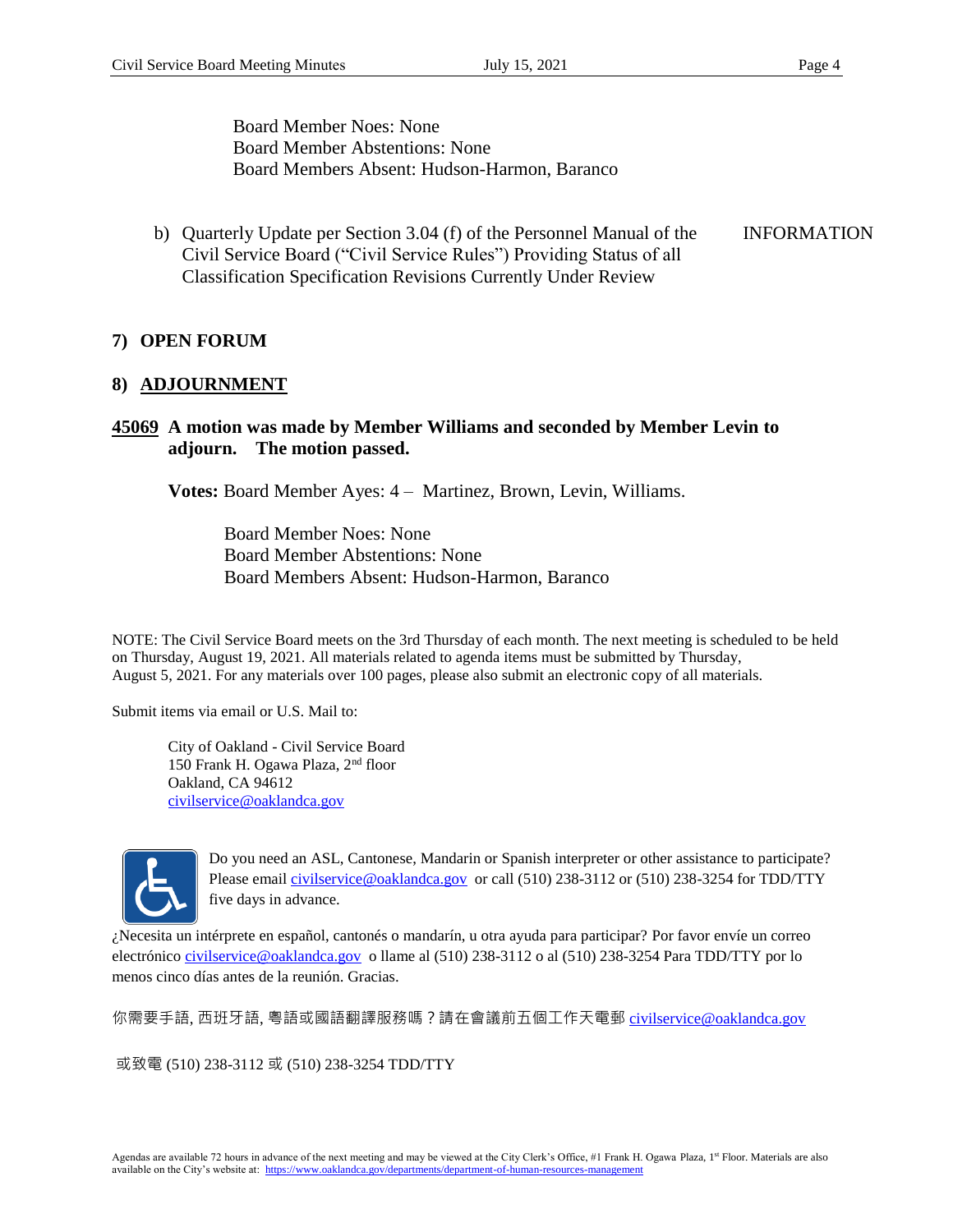Board Member Noes: None
Board Member Abstentions: None
Board Members Absent: Hudson-Harmon, Baranco

b) Quarterly Update per Section 3.04 (f) of the Personnel Manual of the Civil Service Board ("Civil Service Rules") Providing Status of all Classification Specification Revisions Currently Under Review — INFORMATION

## 7) OPEN FORUM

## 8) ADJOURNMENT

**45069 A motion was made by Member Williams and seconded by Member Levin to adjourn. The motion passed.**

**Votes:** Board Member Ayes: 4 – Martinez, Brown, Levin, Williams.

Board Member Noes: None
Board Member Abstentions: None
Board Members Absent: Hudson-Harmon, Baranco

NOTE: The Civil Service Board meets on the 3rd Thursday of each month. The next meeting is scheduled to be held on Thursday, August 19, 2021. All materials related to agenda items must be submitted by Thursday, August 5, 2021. For any materials over 100 pages, please also submit an electronic copy of all materials.

Submit items via email or U.S. Mail to:

City of Oakland - Civil Service Board
150 Frank H. Ogawa Plaza, 2nd floor
Oakland, CA 94612
civilservice@oaklandca.gov

Do you need an ASL, Cantonese, Mandarin or Spanish interpreter or other assistance to participate? Please email civilservice@oaklandca.gov or call (510) 238-3112 or (510) 238-3254 for TDD/TTY five days in advance.

¿Necesita un intérprete en español, cantonés o mandarín, u otra ayuda para participar? Por favor envíe un correo electrónico civilservice@oaklandca.gov o llame al (510) 238-3112 o al (510) 238-3254 Para TDD/TTY por lo menos cinco días antes de la reunión. Gracias.

你需要手語, 西班牙語, 粵語或國語翻譯服務嗎？請在會議前五個工作天電郵 civilservice@oaklandca.gov

或致電 (510) 238-3112 或 (510) 238-3254 TDD/TTY

Agendas are available 72 hours in advance of the next meeting and may be viewed at the City Clerk's Office, #1 Frank H. Ogawa Plaza, 1st Floor. Materials are also available on the City's website at: https://www.oaklandca.gov/departments/department-of-human-resources-management